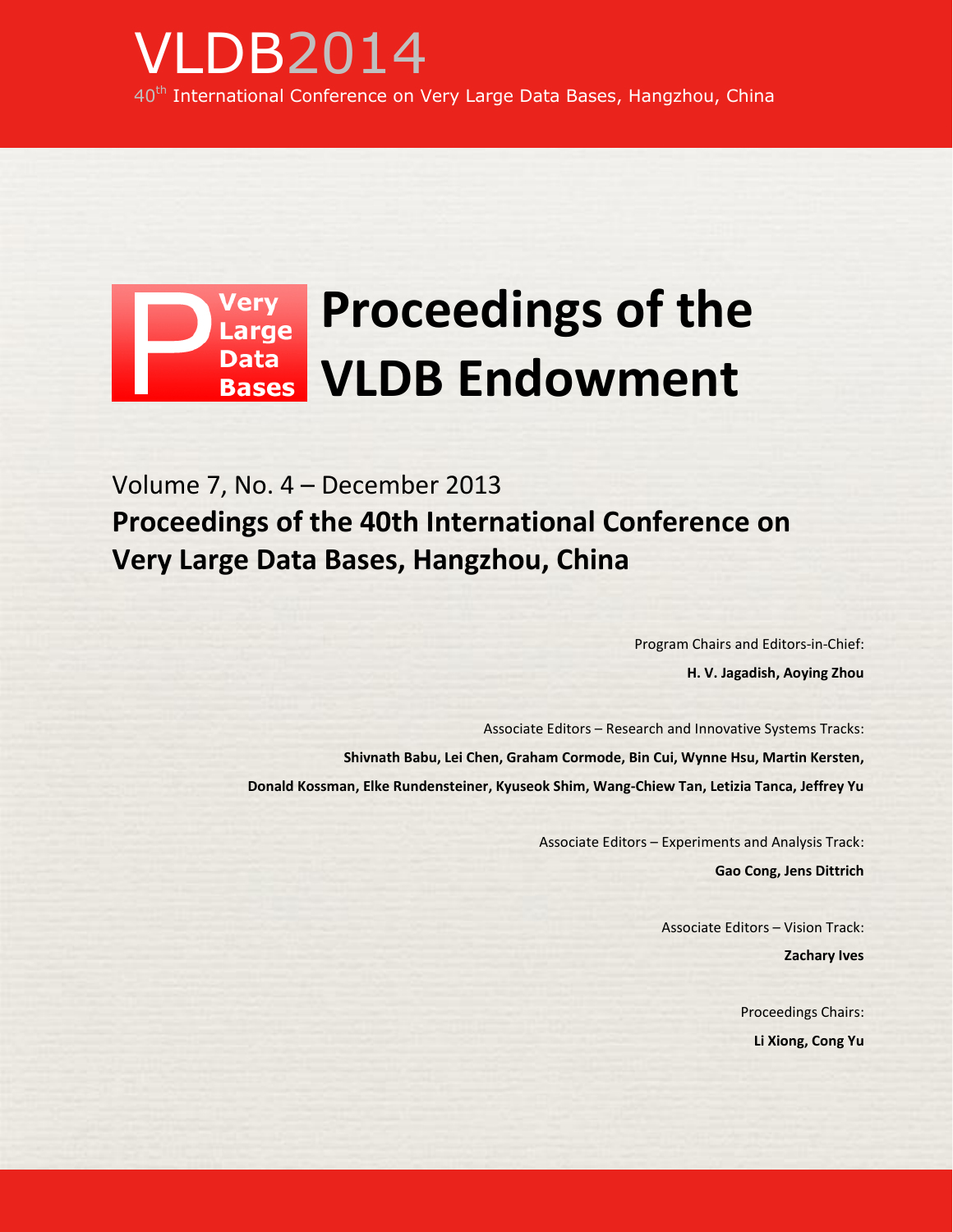# VLDB2014

40th International Conference on Very Large Data Bases, Hangzhou, China

# Proceedings of the VLDB Endowment

Very Large Data Bases

Volume 7, No. 4 – December 2013

## Proceedings of the 40th International Conference on Very Large Data Bases, Hangzhou, China

Program Chairs and Editors-in-Chief:

**H. V. Jagadish, Aoying Zhou**

Associate Editors – Research and Innovative Systems Tracks:

**Shivnath Babu, Lei Chen, Graham Cormode, Bin Cui, Wynne Hsu, Martin Kersten, Donald Kossman, Elke Rundensteiner, Kyuseok Shim, Wang-Chiew Tan, Letizia Tanca, Jeffrey Yu**

Associate Editors – Experiments and Analysis Track:

**Gao Cong, Jens Dittrich**

Associate Editors – Vision Track:

**Zachary Ives**

Proceedings Chairs:

**Li Xiong, Cong Yu**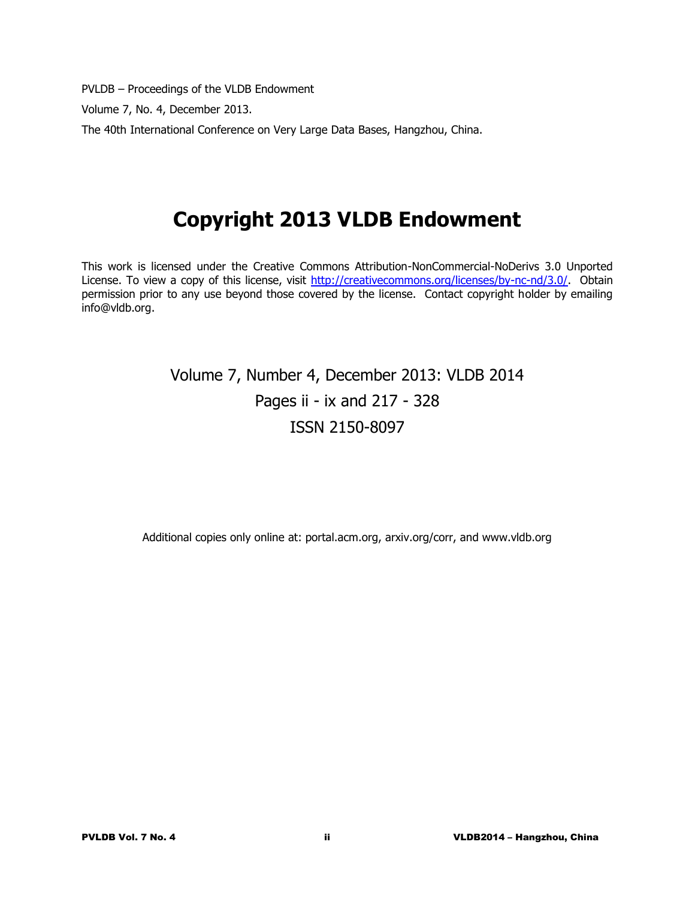PVLDB – Proceedings of the VLDB Endowment

Volume 7, No. 4, December 2013.

The 40th International Conference on Very Large Data Bases, Hangzhou, China.

# Copyright 2013 VLDB Endowment

This work is licensed under the Creative Commons Attribution-NonCommercial-NoDerivs 3.0 Unported License. To view a copy of this license, visit http://creativecommons.org/licenses/by-nc-nd/3.0/. Obtain permission prior to any use beyond those covered by the license. Contact copyright holder by emailing info@vldb.org.

Volume 7, Number 4, December 2013: VLDB 2014

Pages ii - ix and 217 - 328

ISSN 2150-8097

Additional copies only online at: portal.acm.org, arxiv.org/corr, and www.vldb.org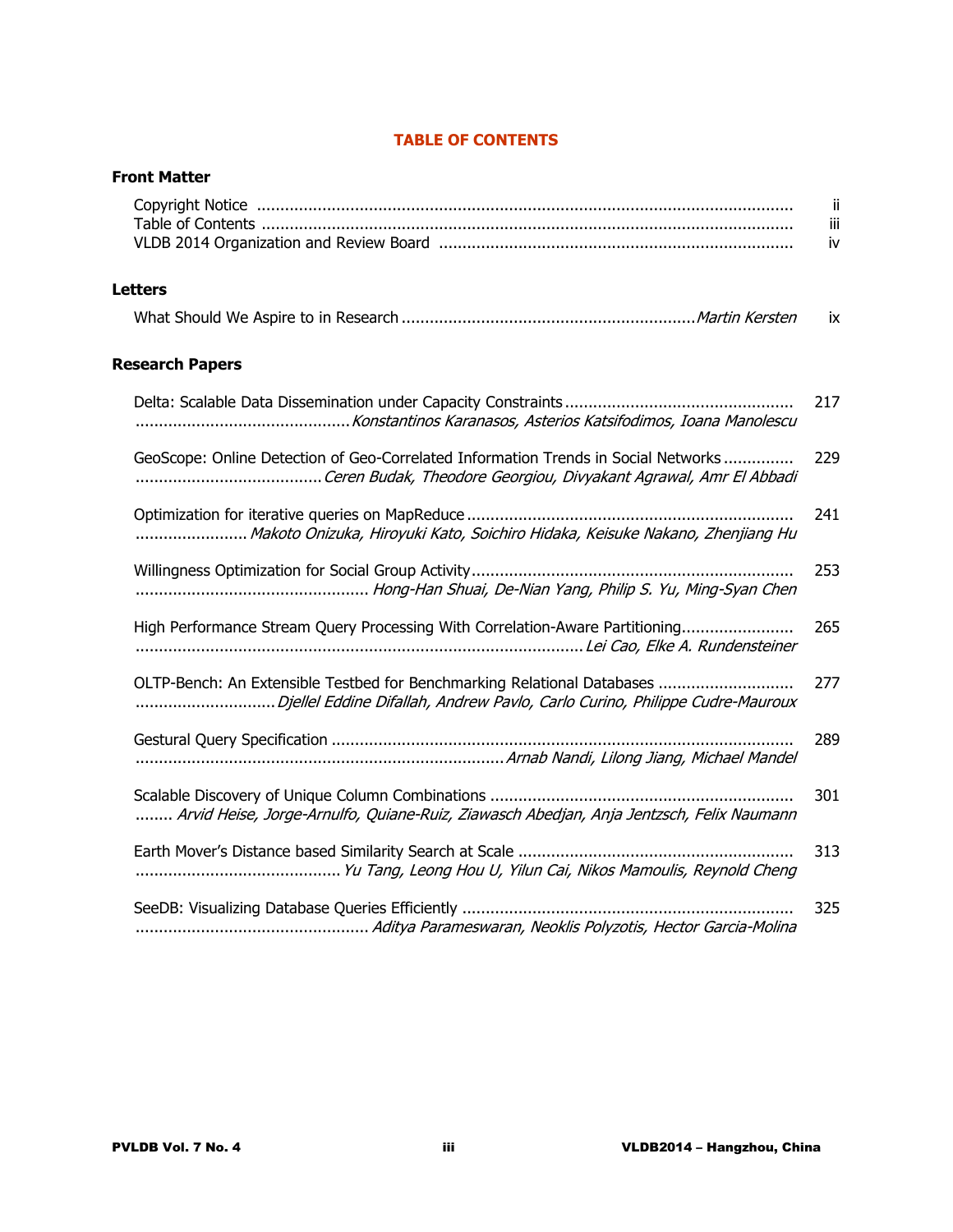# TABLE OF CONTENTS

## Front Matter

Copyright Notice ........................................................................................................... ii
Table of Contents ........................................................................................................... iii
VLDB 2014 Organization and Review Board ........................................................................... iv

## Letters

What Should We Aspire to in Research .............................................................. *Martin Kersten* ix

## Research Papers

Delta: Scalable Data Dissemination under Capacity Constraints ................................................ 217
............................................. *Konstantinos Karanasos, Asterios Katsifodimos, Ioana Manolescu*

GeoScope: Online Detection of Geo-Correlated Information Trends in Social Networks ............... 229
....................................... *Ceren Budak, Theodore Georgiou, Divyakant Agrawal, Amr El Abbadi*

Optimization for iterative queries on MapReduce ..................................................................... 241
........................ *Makoto Onizuka, Hiroyuki Kato, Soichiro Hidaka, Keisuke Nakano, Zhenjiang Hu*

Willingness Optimization for Social Group Activity .................................................................... 253
................................................. *Hong-Han Shuai, De-Nian Yang, Philip S. Yu, Ming-Syan Chen*

High Performance Stream Query Processing With Correlation-Aware Partitioning........................ 265
.............................................................................................. *Lei Cao, Elke A. Rundensteiner*

OLTP-Bench: An Extensible Testbed for Benchmarking Relational Databases ............................ 277
............................. *Djellel Eddine Difallah, Andrew Pavlo, Carlo Curino, Philippe Cudre-Mauroux*

Gestural Query Specification ................................................................................................. 289
.............................................................................. *Arnab Nandi, Lilong Jiang, Michael Mandel*

Scalable Discovery of Unique Column Combinations ................................................................ 301
........ *Arvid Heise, Jorge-Arnulfo, Quiane-Ruiz, Ziawasch Abedjan, Anja Jentzsch, Felix Naumann*

Earth Mover's Distance based Similarity Search at Scale .......................................................... 313
........................................... *Yu Tang, Leong Hou U, Yilun Cai, Nikos Mamoulis, Reynold Cheng*

SeeDB: Visualizing Database Queries Efficiently ...................................................................... 325
................................................. *Aditya Parameswaran, Neoklis Polyzotis, Hector Garcia-Molina*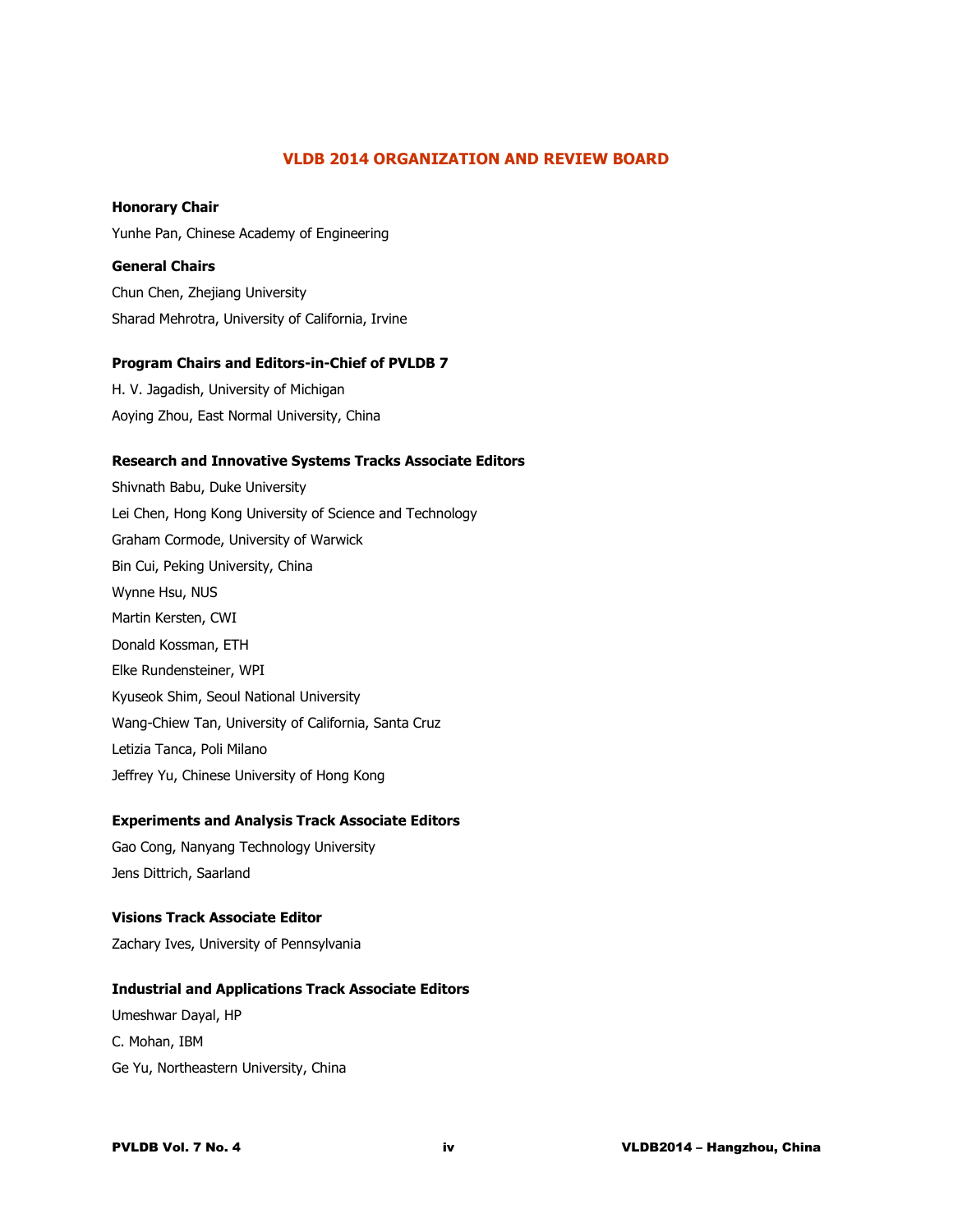# VLDB 2014 ORGANIZATION AND REVIEW BOARD

**Honorary Chair**

Yunhe Pan, Chinese Academy of Engineering

**General Chairs**

Chun Chen, Zhejiang University

Sharad Mehrotra, University of California, Irvine

**Program Chairs and Editors-in-Chief of PVLDB 7**

H. V. Jagadish, University of Michigan

Aoying Zhou, East Normal University, China

**Research and Innovative Systems Tracks Associate Editors**

Shivnath Babu, Duke University

Lei Chen, Hong Kong University of Science and Technology

Graham Cormode, University of Warwick

Bin Cui, Peking University, China

Wynne Hsu, NUS

Martin Kersten, CWI

Donald Kossman, ETH

Elke Rundensteiner, WPI

Kyuseok Shim, Seoul National University

Wang-Chiew Tan, University of California, Santa Cruz

Letizia Tanca, Poli Milano

Jeffrey Yu, Chinese University of Hong Kong

**Experiments and Analysis Track Associate Editors**

Gao Cong, Nanyang Technology University

Jens Dittrich, Saarland

**Visions Track Associate Editor**

Zachary Ives, University of Pennsylvania

**Industrial and Applications Track Associate Editors**

Umeshwar Dayal, HP

C. Mohan, IBM

Ge Yu, Northeastern University, China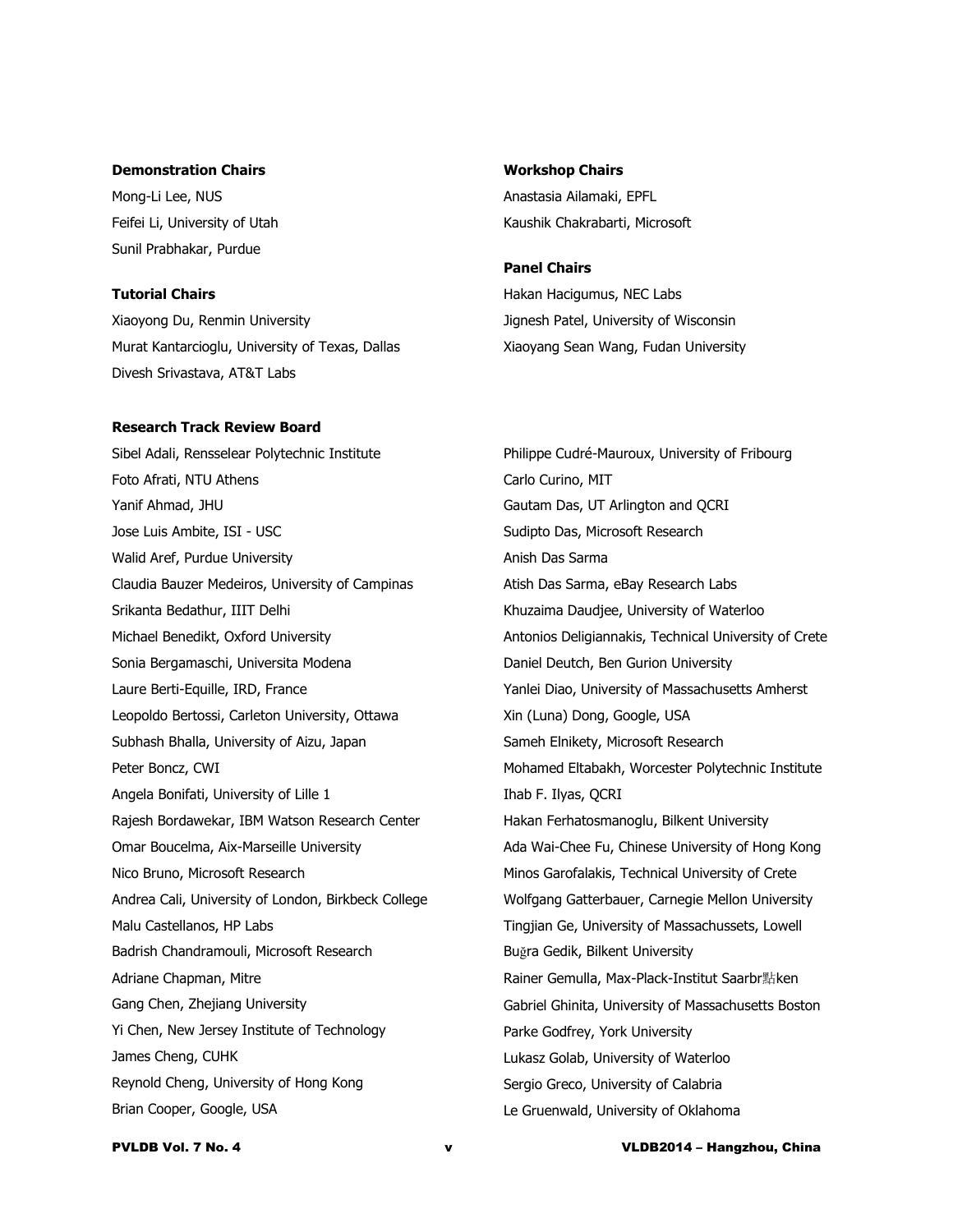**Demonstration Chairs**

Mong-Li Lee, NUS
Feifei Li, University of Utah
Sunil Prabhakar, Purdue

**Tutorial Chairs**

Xiaoyong Du, Renmin University
Murat Kantarcioglu, University of Texas, Dallas
Divesh Srivastava, AT&T Labs

**Workshop Chairs**

Anastasia Ailamaki, EPFL
Kaushik Chakrabarti, Microsoft

**Panel Chairs**

Hakan Hacigumus, NEC Labs
Jignesh Patel, University of Wisconsin
Xiaoyang Sean Wang, Fudan University

**Research Track Review Board**

Sibel Adali, Rensselear Polytechnic Institute
Foto Afrati, NTU Athens
Yanif Ahmad, JHU
Jose Luis Ambite, ISI - USC
Walid Aref, Purdue University
Claudia Bauzer Medeiros, University of Campinas
Srikanta Bedathur, IIIT Delhi
Michael Benedikt, Oxford University
Sonia Bergamaschi, Universita Modena
Laure Berti-Equille, IRD, France
Leopoldo Bertossi, Carleton University, Ottawa
Subhash Bhalla, University of Aizu, Japan
Peter Boncz, CWI
Angela Bonifati, University of Lille 1
Rajesh Bordawekar, IBM Watson Research Center
Omar Boucelma, Aix-Marseille University
Nico Bruno, Microsoft Research
Andrea Cali, University of London, Birkbeck College
Malu Castellanos, HP Labs
Badrish Chandramouli, Microsoft Research
Adriane Chapman, Mitre
Gang Chen, Zhejiang University
Yi Chen, New Jersey Institute of Technology
James Cheng, CUHK
Reynold Cheng, University of Hong Kong
Brian Cooper, Google, USA
Philippe Cudré-Mauroux, University of Fribourg
Carlo Curino, MIT
Gautam Das, UT Arlington and QCRI
Sudipto Das, Microsoft Research
Anish Das Sarma
Atish Das Sarma, eBay Research Labs
Khuzaima Daudjee, University of Waterloo
Antonios Deligiannakis, Technical University of Crete
Daniel Deutch, Ben Gurion University
Yanlei Diao, University of Massachusetts Amherst
Xin (Luna) Dong, Google, USA
Sameh Elnikety, Microsoft Research
Mohamed Eltabakh, Worcester Polytechnic Institute
Ihab F. Ilyas, QCRI
Hakan Ferhatosmanoglu, Bilkent University
Ada Wai-Chee Fu, Chinese University of Hong Kong
Minos Garofalakis, Technical University of Crete
Wolfgang Gatterbauer, Carnegie Mellon University
Tingjian Ge, University of Massachussets, Lowell
Buğra Gedik, Bilkent University
Rainer Gemulla, Max-Plack-Institut Saarbr點ken
Gabriel Ghinita, University of Massachusetts Boston
Parke Godfrey, York University
Lukasz Golab, University of Waterloo
Sergio Greco, University of Calabria
Le Gruenwald, University of Oklahoma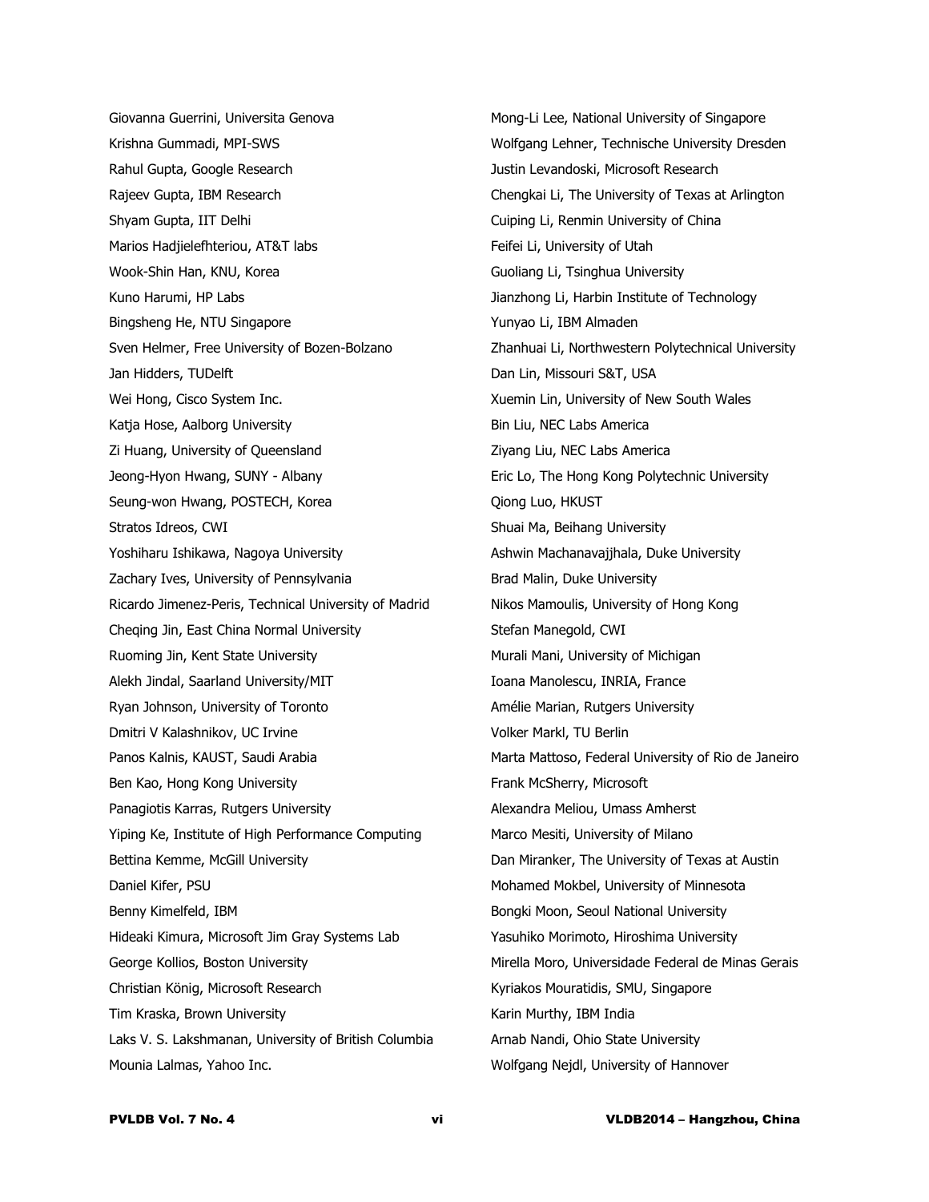Giovanna Guerrini, Universita Genova
Krishna Gummadi, MPI-SWS
Rahul Gupta, Google Research
Rajeev Gupta, IBM Research
Shyam Gupta, IIT Delhi
Marios Hadjielefhteriou, AT&T labs
Wook-Shin Han, KNU, Korea
Kuno Harumi, HP Labs
Bingsheng He, NTU Singapore
Sven Helmer, Free University of Bozen-Bolzano
Jan Hidders, TUDelft
Wei Hong, Cisco System Inc.
Katja Hose, Aalborg University
Zi Huang, University of Queensland
Jeong-Hyon Hwang, SUNY - Albany
Seung-won Hwang, POSTECH, Korea
Stratos Idreos, CWI
Yoshiharu Ishikawa, Nagoya University
Zachary Ives, University of Pennsylvania
Ricardo Jimenez-Peris, Technical University of Madrid
Cheqing Jin, East China Normal University
Ruoming Jin, Kent State University
Alekh Jindal, Saarland University/MIT
Ryan Johnson, University of Toronto
Dmitri V Kalashnikov, UC Irvine
Panos Kalnis, KAUST, Saudi Arabia
Ben Kao, Hong Kong University
Panagiotis Karras, Rutgers University
Yiping Ke, Institute of High Performance Computing
Bettina Kemme, McGill University
Daniel Kifer, PSU
Benny Kimelfeld, IBM
Hideaki Kimura, Microsoft Jim Gray Systems Lab
George Kollios, Boston University
Christian König, Microsoft Research
Tim Kraska, Brown University
Laks V. S. Lakshmanan, University of British Columbia
Mounia Lalmas, Yahoo Inc.
Mong-Li Lee, National University of Singapore
Wolfgang Lehner, Technische University Dresden
Justin Levandoski, Microsoft Research
Chengkai Li, The University of Texas at Arlington
Cuiping Li, Renmin University of China
Feifei Li, University of Utah
Guoliang Li, Tsinghua University
Jianzhong Li, Harbin Institute of Technology
Yunyao Li, IBM Almaden
Zhanhuai Li, Northwestern Polytechnical University
Dan Lin, Missouri S&T, USA
Xuemin Lin, University of New South Wales
Bin Liu, NEC Labs America
Ziyang Liu, NEC Labs America
Eric Lo, The Hong Kong Polytechnic University
Qiong Luo, HKUST
Shuai Ma, Beihang University
Ashwin Machanavajjhala, Duke University
Brad Malin, Duke University
Nikos Mamoulis, University of Hong Kong
Stefan Manegold, CWI
Murali Mani, University of Michigan
Ioana Manolescu, INRIA, France
Amélie Marian, Rutgers University
Volker Markl, TU Berlin
Marta Mattoso, Federal University of Rio de Janeiro
Frank McSherry, Microsoft
Alexandra Meliou, Umass Amherst
Marco Mesiti, University of Milano
Dan Miranker, The University of Texas at Austin
Mohamed Mokbel, University of Minnesota
Bongki Moon, Seoul National University
Yasuhiko Morimoto, Hiroshima University
Mirella Moro, Universidade Federal de Minas Gerais
Kyriakos Mouratidis, SMU, Singapore
Karin Murthy, IBM India
Arnab Nandi, Ohio State University
Wolfgang Nejdl, University of Hannover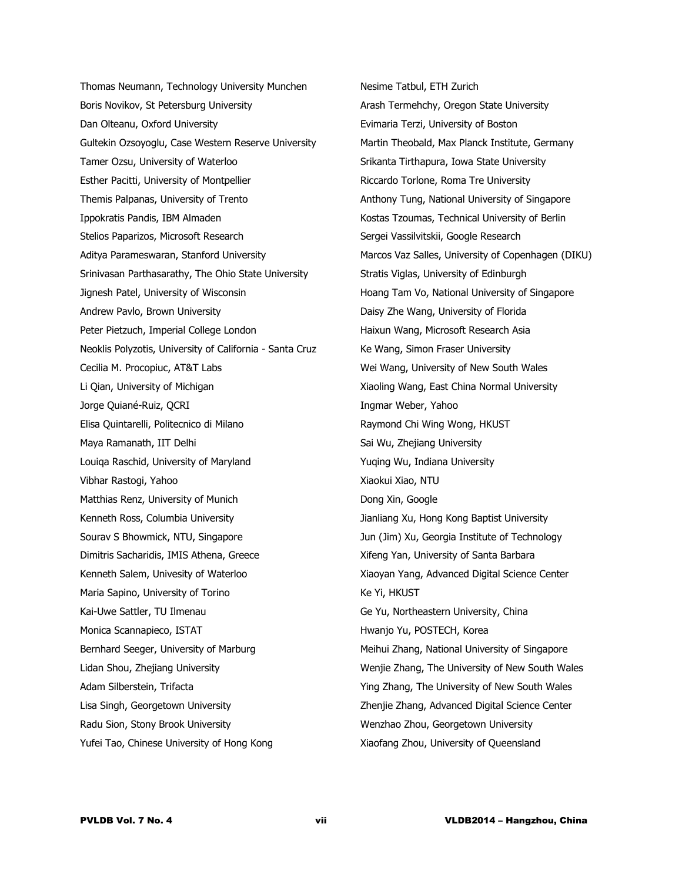Thomas Neumann, Technology University Munchen
Boris Novikov, St Petersburg University
Dan Olteanu, Oxford University
Gultekin Ozsoyoglu, Case Western Reserve University
Tamer Ozsu, University of Waterloo
Esther Pacitti, University of Montpellier
Themis Palpanas, University of Trento
Ippokratis Pandis, IBM Almaden
Stelios Paparizos, Microsoft Research
Aditya Parameswaran, Stanford University
Srinivasan Parthasarathy, The Ohio State University
Jignesh Patel, University of Wisconsin
Andrew Pavlo, Brown University
Peter Pietzuch, Imperial College London
Neoklis Polyzotis, University of California - Santa Cruz
Cecilia M. Procopiuc, AT&T Labs
Li Qian, University of Michigan
Jorge Quiané-Ruiz, QCRI
Elisa Quintarelli, Politecnico di Milano
Maya Ramanath, IIT Delhi
Louiqa Raschid, University of Maryland
Vibhar Rastogi, Yahoo
Matthias Renz, University of Munich
Kenneth Ross, Columbia University
Sourav S Bhowmick, NTU, Singapore
Dimitris Sacharidis, IMIS Athena, Greece
Kenneth Salem, Univesity of Waterloo
Maria Sapino, University of Torino
Kai-Uwe Sattler, TU Ilmenau
Monica Scannapieco, ISTAT
Bernhard Seeger, University of Marburg
Lidan Shou, Zhejiang University
Adam Silberstein, Trifacta
Lisa Singh, Georgetown University
Radu Sion, Stony Brook University
Yufei Tao, Chinese University of Hong Kong
Nesime Tatbul, ETH Zurich
Arash Termehchy, Oregon State University
Evimaria Terzi, University of Boston
Martin Theobald, Max Planck Institute, Germany
Srikanta Tirthapura, Iowa State University
Riccardo Torlone, Roma Tre University
Anthony Tung, National University of Singapore
Kostas Tzoumas, Technical University of Berlin
Sergei Vassilvitskii, Google Research
Marcos Vaz Salles, University of Copenhagen (DIKU)
Stratis Viglas, University of Edinburgh
Hoang Tam Vo, National University of Singapore
Daisy Zhe Wang, University of Florida
Haixun Wang, Microsoft Research Asia
Ke Wang, Simon Fraser University
Wei Wang, University of New South Wales
Xiaoling Wang, East China Normal University
Ingmar Weber, Yahoo
Raymond Chi Wing Wong, HKUST
Sai Wu, Zhejiang University
Yuqing Wu, Indiana University
Xiaokui Xiao, NTU
Dong Xin, Google
Jianliang Xu, Hong Kong Baptist University
Jun (Jim) Xu, Georgia Institute of Technology
Xifeng Yan, University of Santa Barbara
Xiaoyan Yang, Advanced Digital Science Center
Ke Yi, HKUST
Ge Yu, Northeastern University, China
Hwanjo Yu, POSTECH, Korea
Meihui Zhang, National University of Singapore
Wenjie Zhang, The University of New South Wales
Ying Zhang, The University of New South Wales
Zhenjie Zhang, Advanced Digital Science Center
Wenzhao Zhou, Georgetown University
Xiaofang Zhou, University of Queensland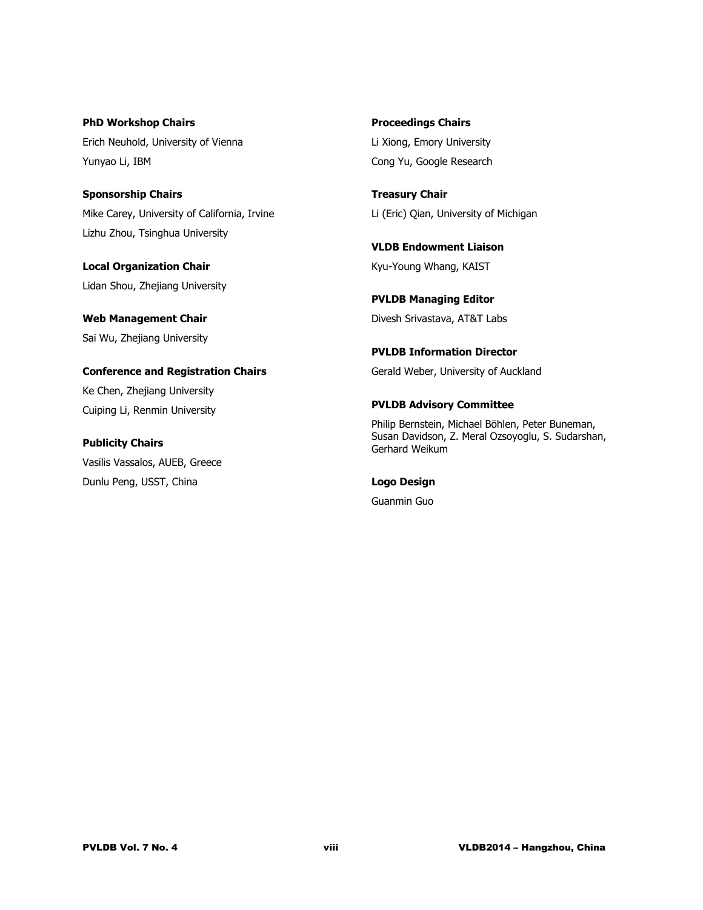**PhD Workshop Chairs**

Erich Neuhold, University of Vienna

Yunyao Li, IBM

**Sponsorship Chairs**

Mike Carey, University of California, Irvine

Lizhu Zhou, Tsinghua University

**Local Organization Chair**

Lidan Shou, Zhejiang University

**Web Management Chair**

Sai Wu, Zhejiang University

**Conference and Registration Chairs**

Ke Chen, Zhejiang University

Cuiping Li, Renmin University

**Publicity Chairs**

Vasilis Vassalos, AUEB, Greece

Dunlu Peng, USST, China

**Proceedings Chairs**

Li Xiong, Emory University

Cong Yu, Google Research

**Treasury Chair**

Li (Eric) Qian, University of Michigan

**VLDB Endowment Liaison**

Kyu-Young Whang, KAIST

**PVLDB Managing Editor**

Divesh Srivastava, AT&T Labs

**PVLDB Information Director**

Gerald Weber, University of Auckland

**PVLDB Advisory Committee**

Philip Bernstein, Michael Böhlen, Peter Buneman, Susan Davidson, Z. Meral Ozsoyoglu, S. Sudarshan, Gerhard Weikum

**Logo Design**

Guanmin Guo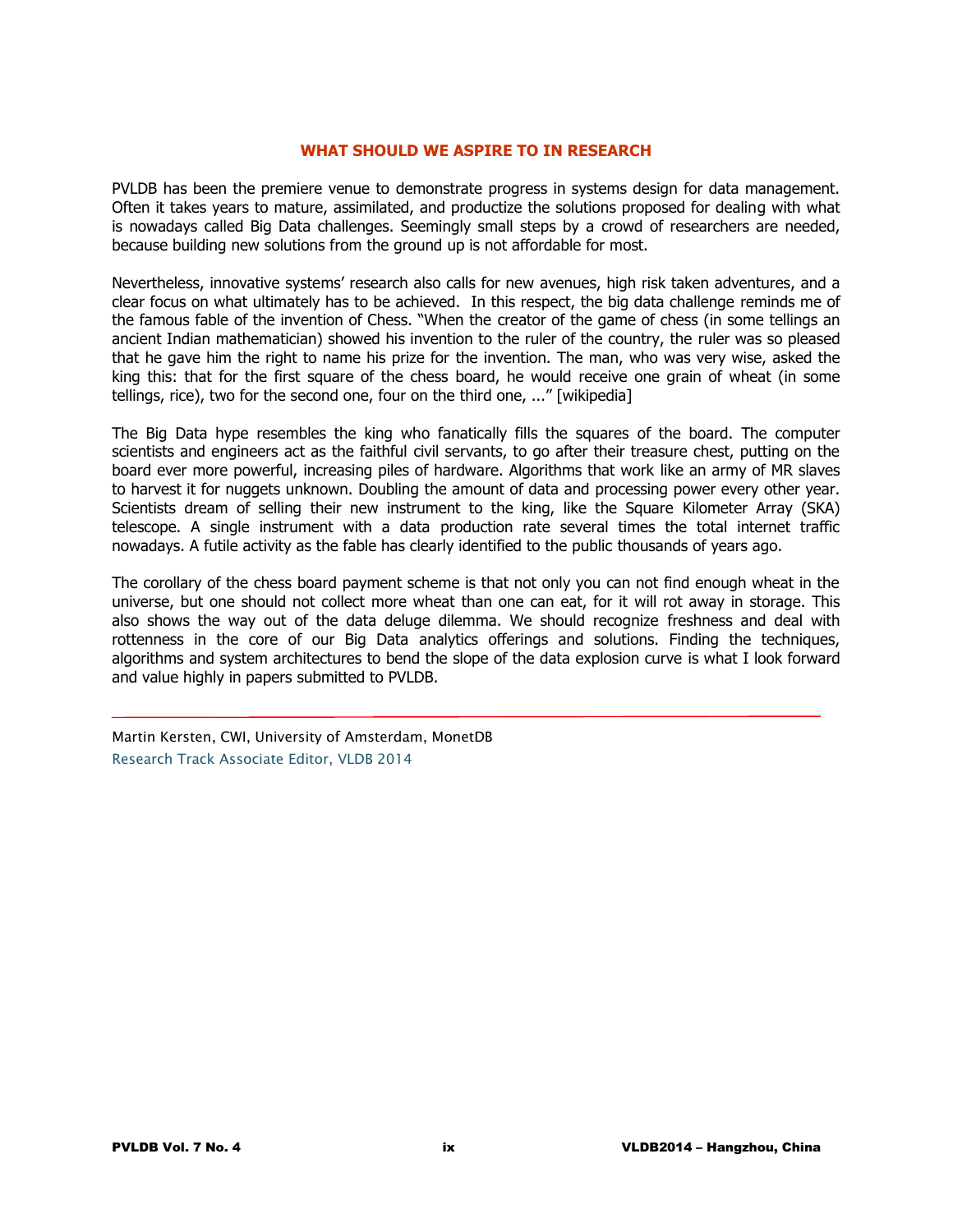## WHAT SHOULD WE ASPIRE TO IN RESEARCH

PVLDB has been the premiere venue to demonstrate progress in systems design for data management. Often it takes years to mature, assimilated, and productize the solutions proposed for dealing with what is nowadays called Big Data challenges. Seemingly small steps by a crowd of researchers are needed, because building new solutions from the ground up is not affordable for most.

Nevertheless, innovative systems' research also calls for new avenues, high risk taken adventures, and a clear focus on what ultimately has to be achieved. In this respect, the big data challenge reminds me of the famous fable of the invention of Chess. "When the creator of the game of chess (in some tellings an ancient Indian mathematician) showed his invention to the ruler of the country, the ruler was so pleased that he gave him the right to name his prize for the invention. The man, who was very wise, asked the king this: that for the first square of the chess board, he would receive one grain of wheat (in some tellings, rice), two for the second one, four on the third one, ..." [wikipedia]

The Big Data hype resembles the king who fanatically fills the squares of the board. The computer scientists and engineers act as the faithful civil servants, to go after their treasure chest, putting on the board ever more powerful, increasing piles of hardware. Algorithms that work like an army of MR slaves to harvest it for nuggets unknown. Doubling the amount of data and processing power every other year. Scientists dream of selling their new instrument to the king, like the Square Kilometer Array (SKA) telescope. A single instrument with a data production rate several times the total internet traffic nowadays. A futile activity as the fable has clearly identified to the public thousands of years ago.

The corollary of the chess board payment scheme is that not only you can not find enough wheat in the universe, but one should not collect more wheat than one can eat, for it will rot away in storage. This also shows the way out of the data deluge dilemma. We should recognize freshness and deal with rottenness in the core of our Big Data analytics offerings and solutions. Finding the techniques, algorithms and system architectures to bend the slope of the data explosion curve is what I look forward and value highly in papers submitted to PVLDB.

---

Martin Kersten, CWI, University of Amsterdam, MonetDB
Research Track Associate Editor, VLDB 2014